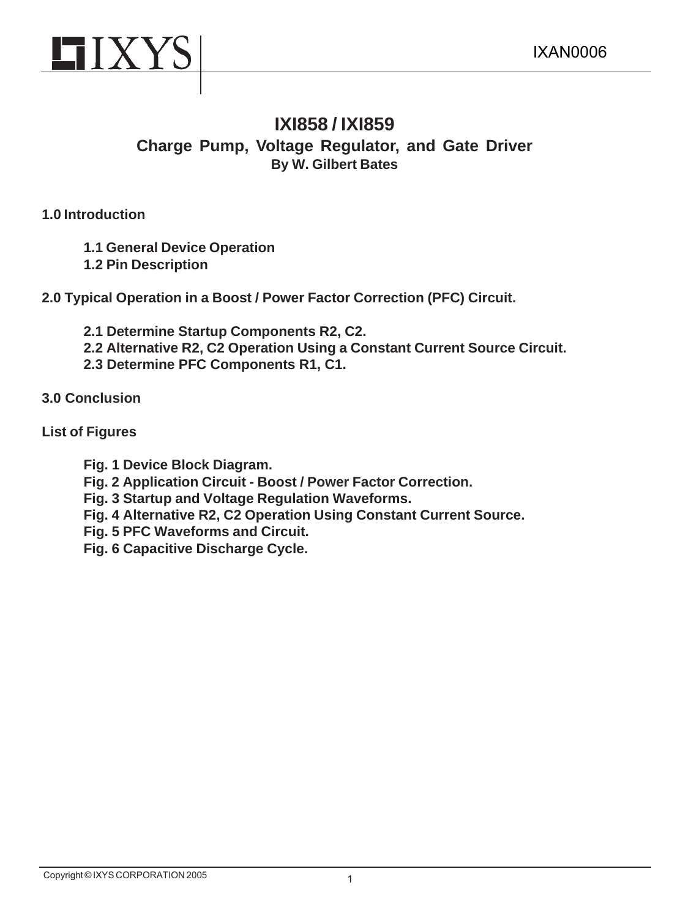IXAN0006

# IXI858 / IXI859

## Charge Pump, Voltage Regulator, and Gate Driver

**By W. Gilbert Bates**

**1.0 Introduction**

- **1.1 General Device Operation**
- **1.2 Pin Description**

**2.0 Typical Operation in a Boost / Power Factor Correction (PFC) Circuit.**

- **2.1 Determine Startup Components R2, C2.**
- **2.2 Alternative R2, C2 Operation Using a Constant Current Source Circuit.**
- **2.3 Determine PFC Components R1, C1.**

**3.0 Conclusion**

**List of Figures**

- **Fig. 1 Device Block Diagram.**
- **Fig. 2 Application Circuit - Boost / Power Factor Correction.**
- **Fig. 3 Startup and Voltage Regulation Waveforms.**
- **Fig. 4 Alternative R2, C2 Operation Using Constant Current Source.**
- **Fig. 5 PFC Waveforms and Circuit.**
- **Fig. 6 Capacitive Discharge Cycle.**

Copyright © IXYS CORPORATION 2005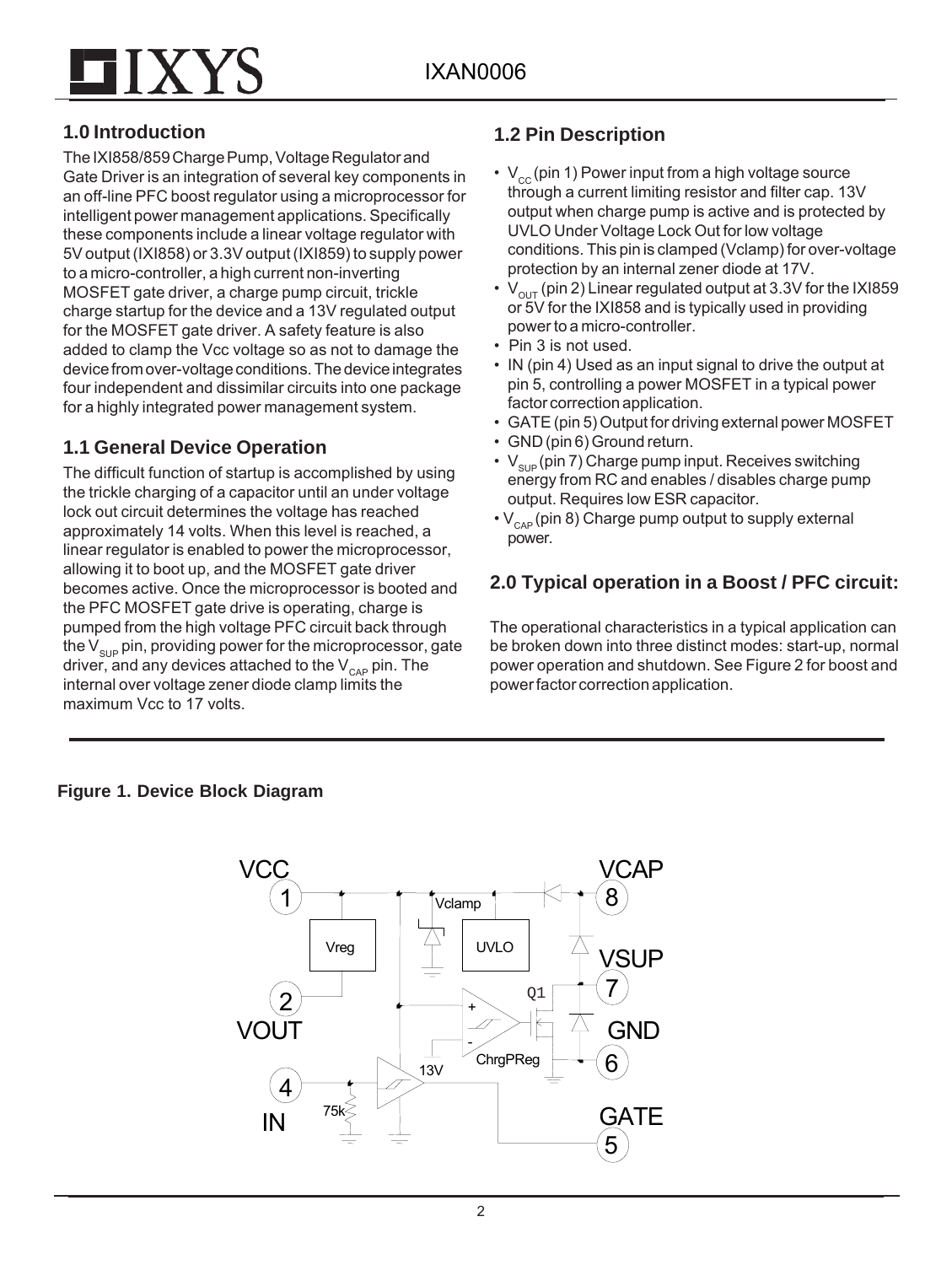## 1.0 Introduction

The IXI858/859 Charge Pump, Voltage Regulator and Gate Driver is an integration of several key components in an off-line PFC boost regulator using a microprocessor for intelligent power management applications. Specifically these components include a linear voltage regulator with 5V output (IXI858) or 3.3V output (IXI859) to supply power to a micro-controller, a high current non-inverting MOSFET gate driver, a charge pump circuit, trickle charge startup for the device and a 13V regulated output for the MOSFET gate driver. A safety feature is also added to clamp the Vcc voltage so as not to damage the device from over-voltage conditions. The device integrates four independent and dissimilar circuits into one package for a highly integrated power management system.

## 1.1 General Device Operation

The difficult function of startup is accomplished by using the trickle charging of a capacitor until an under voltage lock out circuit determines the voltage has reached approximately 14 volts. When this level is reached, a linear regulator is enabled to power the microprocessor, allowing it to boot up, and the MOSFET gate driver becomes active. Once the microprocessor is booted and the PFC MOSFET gate drive is operating, charge is pumped from the high voltage PFC circuit back through the $V_{SUP}$ pin, providing power for the microprocessor, gate driver, and any devices attached to the $V_{CAP}$ pin. The internal over voltage zener diode clamp limits the maximum Vcc to 17 volts.

## 1.2 Pin Description

- $V_{CC}$ (pin 1) Power input from a high voltage source through a current limiting resistor and filter cap. 13V output when charge pump is active and is protected by UVLO Under Voltage Lock Out for low voltage conditions. This pin is clamped (Vclamp) for over-voltage protection by an internal zener diode at 17V.
- $V_{OUT}$ (pin 2) Linear regulated output at 3.3V for the IXI859 or 5V for the IXI858 and is typically used in providing power to a micro-controller.
- Pin 3 is not used.
- IN (pin 4) Used as an input signal to drive the output at pin 5, controlling a power MOSFET in a typical power factor correction application.
- GATE (pin 5) Output for driving external power MOSFET
- GND (pin 6) Ground return.
- $V_{SUP}$ (pin 7) Charge pump input. Receives switching energy from RC and enables / disables charge pump output. Requires low ESR capacitor.
- $V_{CAP}$ (pin 8) Charge pump output to supply external power.

## 2.0 Typical operation in a Boost / PFC circuit:

The operational characteristics in a typical application can be broken down into three distinct modes: start-up, normal power operation and shutdown. See Figure 2 for boost and power factor correction application.

**Figure 1. Device Block Diagram**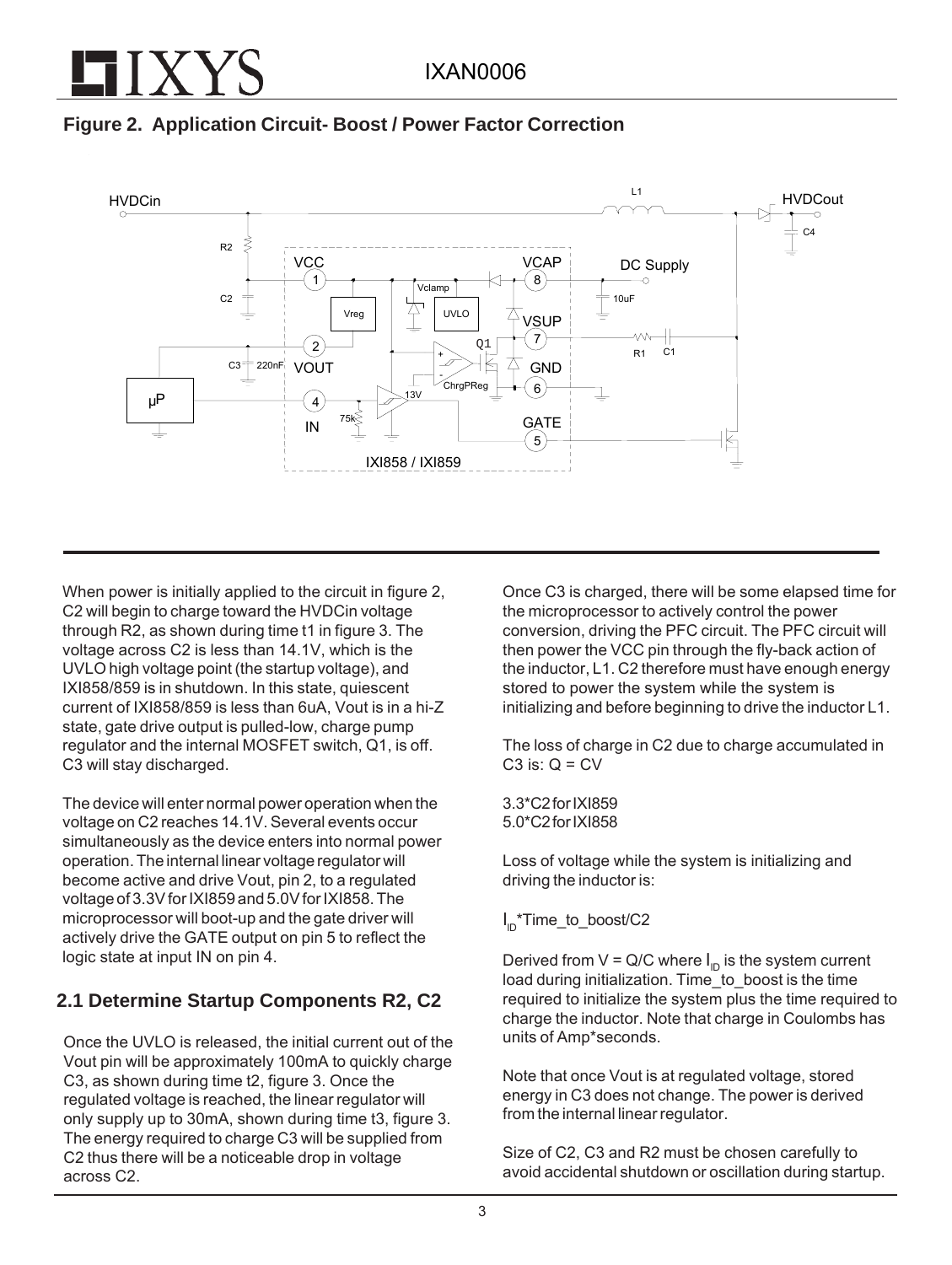## Figure 2. Application Circuit- Boost / Power Factor Correction

When power is initially applied to the circuit in figure 2, C2 will begin to charge toward the HVDCin voltage through R2, as shown during time t1 in figure 3. The voltage across C2 is less than 14.1V, which is the UVLO high voltage point (the startup voltage), and IXI858/859 is in shutdown. In this state, quiescent current of IXI858/859 is less than 6uA, Vout is in a hi-Z state, gate drive output is pulled-low, charge pump regulator and the internal MOSFET switch, Q1, is off. C3 will stay discharged.

The device will enter normal power operation when the voltage on C2 reaches 14.1V. Several events occur simultaneously as the device enters into normal power operation. The internal linear voltage regulator will become active and drive Vout, pin 2, to a regulated voltage of 3.3V for IXI859 and 5.0V for IXI858. The microprocessor will boot-up and the gate driver will actively drive the GATE output on pin 5 to reflect the logic state at input IN on pin 4.

## 2.1 Determine Startup Components R2, C2

Once the UVLO is released, the initial current out of the Vout pin will be approximately 100mA to quickly charge C3, as shown during time t2, figure 3. Once the regulated voltage is reached, the linear regulator will only supply up to 30mA, shown during time t3, figure 3. The energy required to charge C3 will be supplied from C2 thus there will be a noticeable drop in voltage across C2.

Once C3 is charged, there will be some elapsed time for the microprocessor to actively control the power conversion, driving the PFC circuit. The PFC circuit will then power the VCC pin through the fly-back action of the inductor, L1. C2 therefore must have enough energy stored to power the system while the system is initializing and before beginning to drive the inductor L1.

The loss of charge in C2 due to charge accumulated in C3 is: Q = CV

3.3*C2 for IXI859
5.0*C2 for IXI858

Loss of voltage while the system is initializing and driving the inductor is:

$I_{ID}$*Time_to_boost/C2

Derived from V = Q/C where $I_{ID}$ is the system current load during initialization. Time_to_boost is the time required to initialize the system plus the time required to charge the inductor. Note that charge in Coulombs has units of Amp*seconds.

Note that once Vout is at regulated voltage, stored energy in C3 does not change. The power is derived from the internal linear regulator.

Size of C2, C3 and R2 must be chosen carefully to avoid accidental shutdown or oscillation during startup.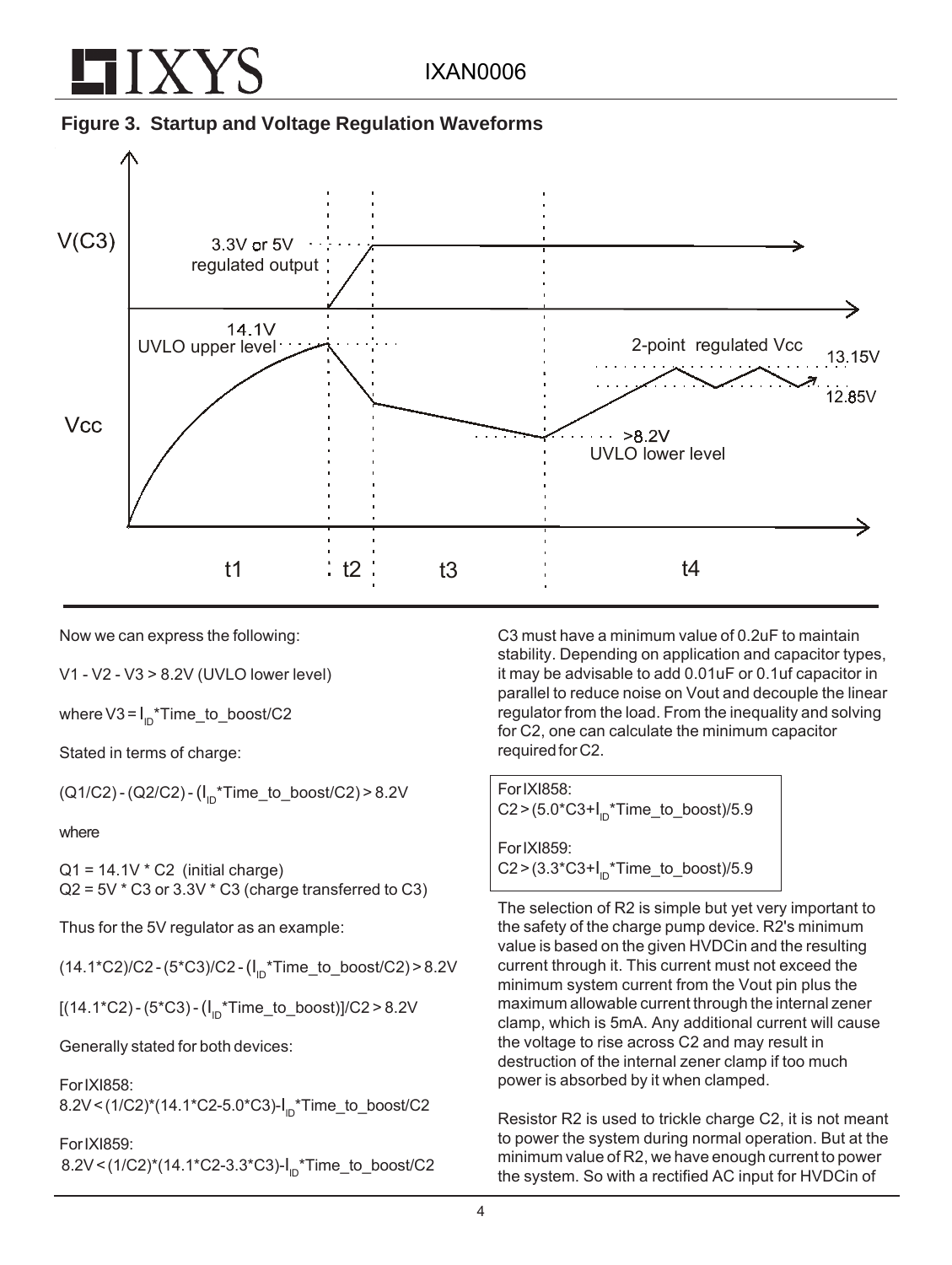**Figure 3. Startup and Voltage Regulation Waveforms**

Now we can express the following:

$V1 - V2 - V3 > 8.2V$ (UVLO lower level)

where $V3 = I_{ID}*\text{Time\_to\_boost}/C2$

Stated in terms of charge:

$(Q1/C2) - (Q2/C2) - (I_{ID}*\text{Time\_to\_boost}/C2) > 8.2V$

where

$Q1 = 14.1V * C2$ (initial charge)
$Q2 = 5V * C3$ or $3.3V * C3$ (charge transferred to C3)

Thus for the 5V regulator as an example:

$(14.1*C2)/C2 - (5*C3)/C2 - (I_{ID}*\text{Time\_to\_boost}/C2) > 8.2V$

$[(14.1*C2) - (5*C3) - (I_{ID}*\text{Time\_to\_boost})]/C2 > 8.2V$

Generally stated for both devices:

For IXI858:
$8.2V < (1/C2)*(14.1*C2-5.0*C3)-I_{ID}*\text{Time\_to\_boost}/C2$

For IXI859:
$8.2V < (1/C2)*(14.1*C2-3.3*C3)-I_{ID}*\text{Time\_to\_boost}/C2$

C3 must have a minimum value of 0.2uF to maintain stability. Depending on application and capacitor types, it may be advisable to add 0.01uF or 0.1uf capacitor in parallel to reduce noise on Vout and decouple the linear regulator from the load. From the inequality and solving for C2, one can calculate the minimum capacitor required for C2.

For IXI858:
$C2 > (5.0*C3+I_{ID}*\text{Time\_to\_boost})/5.9$

For IXI859:
$C2 > (3.3*C3+I_{ID}*\text{Time\_to\_boost})/5.9$

The selection of R2 is simple but yet very important to the safety of the charge pump device. R2's minimum value is based on the given HVDCin and the resulting current through it. This current must not exceed the minimum system current from the Vout pin plus the maximum allowable current through the internal zener clamp, which is 5mA. Any additional current will cause the voltage to rise across C2 and may result in destruction of the internal zener clamp if too much power is absorbed by it when clamped.

Resistor R2 is used to trickle charge C2, it is not meant to power the system during normal operation. But at the minimum value of R2, we have enough current to power the system. So with a rectified AC input for HVDCin of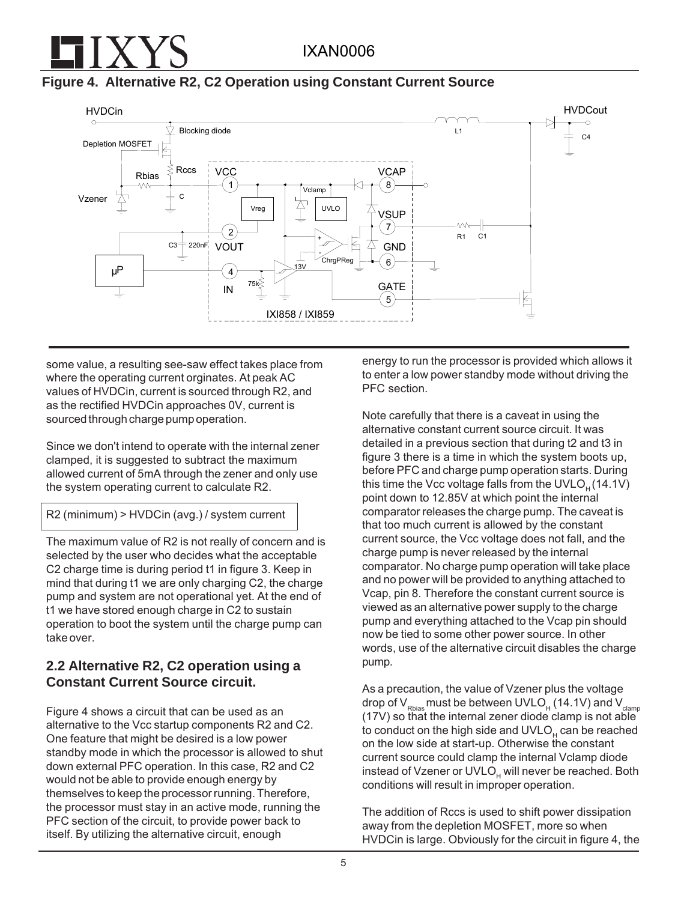**Figure 4. Alternative R2, C2 Operation using Constant Current Source**

some value, a resulting see-saw effect takes place from where the operating current orginates. At peak AC values of HVDCin, current is sourced through R2, and as the rectified HVDCin approaches 0V, current is sourced through charge pump operation.

Since we don't intend to operate with the internal zener clamped, it is suggested to subtract the maximum allowed current of 5mA through the zener and only use the system operating current to calculate R2.

R2 (minimum) > HVDCin (avg.) / system current

The maximum value of R2 is not really of concern and is selected by the user who decides what the acceptable C2 charge time is during period t1 in figure 3. Keep in mind that during t1 we are only charging C2, the charge pump and system are not operational yet. At the end of t1 we have stored enough charge in C2 to sustain operation to boot the system until the charge pump can take over.

## 2.2 Alternative R2, C2 operation using a Constant Current Source circuit.

Figure 4 shows a circuit that can be used as an alternative to the Vcc startup components R2 and C2. One feature that might be desired is a low power standby mode in which the processor is allowed to shut down external PFC operation. In this case, R2 and C2 would not be able to provide enough energy by themselves to keep the processor running. Therefore, the processor must stay in an active mode, running the PFC section of the circuit, to provide power back to itself. By utilizing the alternative circuit, enough energy to run the processor is provided which allows it to enter a low power standby mode without driving the PFC section.

Note carefully that there is a caveat in using the alternative constant current source circuit. It was detailed in a previous section that during t2 and t3 in figure 3 there is a time in which the system boots up, before PFC and charge pump operation starts. During this time the Vcc voltage falls from the $UVLO_H$ (14.1V) point down to 12.85V at which point the internal comparator releases the charge pump. The caveat is that too much current is allowed by the constant current source, the Vcc voltage does not fall, and the charge pump is never released by the internal comparator. No charge pump operation will take place and no power will be provided to anything attached to Vcap, pin 8. Therefore the constant current source is viewed as an alternative power supply to the charge pump and everything attached to the Vcap pin should now be tied to some other power source. In other words, use of the alternative circuit disables the charge pump.

As a precaution, the value of Vzener plus the voltage drop of $V_{Rbias}$ must be between $UVLO_H$ (14.1V) and $V_{clamp}$ (17V) so that the internal zener diode clamp is not able to conduct on the high side and $UVLO_H$ can be reached on the low side at start-up. Otherwise the constant current source could clamp the internal Vclamp diode instead of Vzener or $UVLO_H$ will never be reached. Both conditions will result in improper operation.

The addition of Rccs is used to shift power dissipation away from the depletion MOSFET, more so when HVDCin is large. Obviously for the circuit in figure 4, the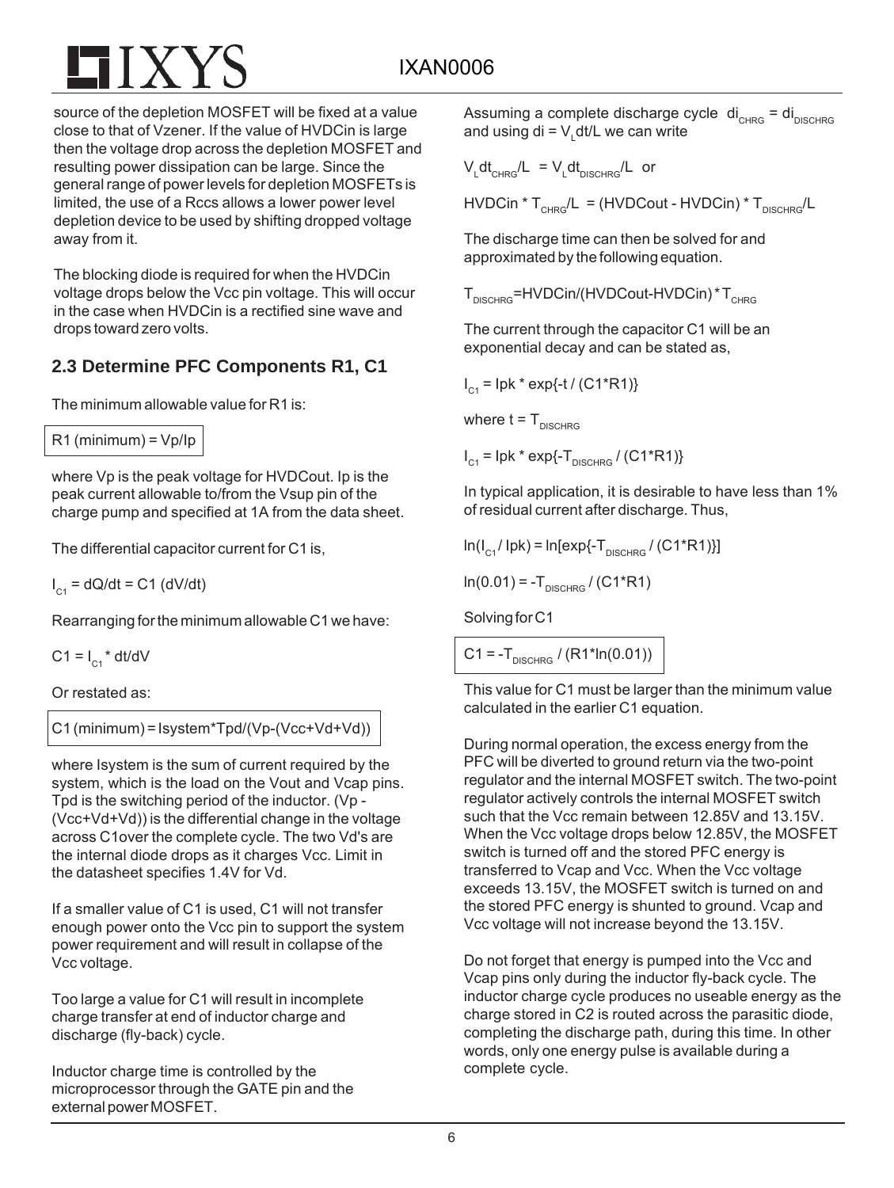source of the depletion MOSFET will be fixed at a value close to that of Vzener. If the value of HVDCin is large then the voltage drop across the depletion MOSFET and resulting power dissipation can be large. Since the general range of power levels for depletion MOSFETs is limited, the use of a Rccs allows a lower power level depletion device to be used by shifting dropped voltage away from it.

The blocking diode is required for when the HVDCin voltage drops below the Vcc pin voltage. This will occur in the case when HVDCin is a rectified sine wave and drops toward zero volts.

## 2.3 Determine PFC Components R1, C1

The minimum allowable value for R1 is:

$$R1\ (minimum) = Vp/Ip$$

where Vp is the peak voltage for HVDCout. Ip is the peak current allowable to/from the Vsup pin of the charge pump and specified at 1A from the data sheet.

The differential capacitor current for C1 is,

$$I_{C1} = dQ/dt = C1\ (dV/dt)$$

Rearranging for the minimum allowable C1 we have:

$$C1 = I_{C1} * dt/dV$$

Or restated as:

$$C1\ (minimum) = Isystem*Tpd/(Vp-(Vcc+Vd+Vd))$$

where Isystem is the sum of current required by the system, which is the load on the Vout and Vcap pins. Tpd is the switching period of the inductor. (Vp - (Vcc+Vd+Vd)) is the differential change in the voltage across C1over the complete cycle. The two Vd's are the internal diode drops as it charges Vcc. Limit in the datasheet specifies 1.4V for Vd.

If a smaller value of C1 is used, C1 will not transfer enough power onto the Vcc pin to support the system power requirement and will result in collapse of the Vcc voltage.

Too large a value for C1 will result in incomplete charge transfer at end of inductor charge and discharge (fly-back) cycle.

Inductor charge time is controlled by the microprocessor through the GATE pin and the external power MOSFET.

Assuming a complete discharge cycle $di_{CHRG} = di_{DISCHRG}$ and using $di = V_L dt/L$ we can write

$$V_L dt_{CHRG}/L = V_L dt_{DISCHRG}/L \text{ or}$$

$$HVDCin * T_{CHRG}/L = (HVDCout - HVDCin) * T_{DISCHRG}/L$$

The discharge time can then be solved for and approximated by the following equation.

$$T_{DISCHRG} = HVDCin/(HVDCout-HVDCin) * T_{CHRG}$$

The current through the capacitor C1 will be an exponential decay and can be stated as,

$$I_{C1} = Ipk * \exp\{-t / (C1*R1)\}$$

where $t = T_{DISCHRG}$

$$I_{C1} = Ipk * \exp\{-T_{DISCHRG} / (C1*R1)\}$$

In typical application, it is desirable to have less than 1% of residual current after discharge. Thus,

$$\ln(I_{C1} / Ipk) = \ln[\exp\{-T_{DISCHRG} / (C1*R1)\}]$$

$$\ln(0.01) = -T_{DISCHRG} / (C1*R1)$$

Solving for C1

$$C1 = -T_{DISCHRG} / (R1*\ln(0.01))$$

This value for C1 must be larger than the minimum value calculated in the earlier C1 equation.

During normal operation, the excess energy from the PFC will be diverted to ground return via the two-point regulator and the internal MOSFET switch. The two-point regulator actively controls the internal MOSFET switch such that the Vcc remain between 12.85V and 13.15V. When the Vcc voltage drops below 12.85V, the MOSFET switch is turned off and the stored PFC energy is transferred to Vcap and Vcc. When the Vcc voltage exceeds 13.15V, the MOSFET switch is turned on and the stored PFC energy is shunted to ground. Vcap and Vcc voltage will not increase beyond the 13.15V.

Do not forget that energy is pumped into the Vcc and Vcap pins only during the inductor fly-back cycle. The inductor charge cycle produces no useable energy as the charge stored in C2 is routed across the parasitic diode, completing the discharge path, during this time. In other words, only one energy pulse is available during a complete cycle.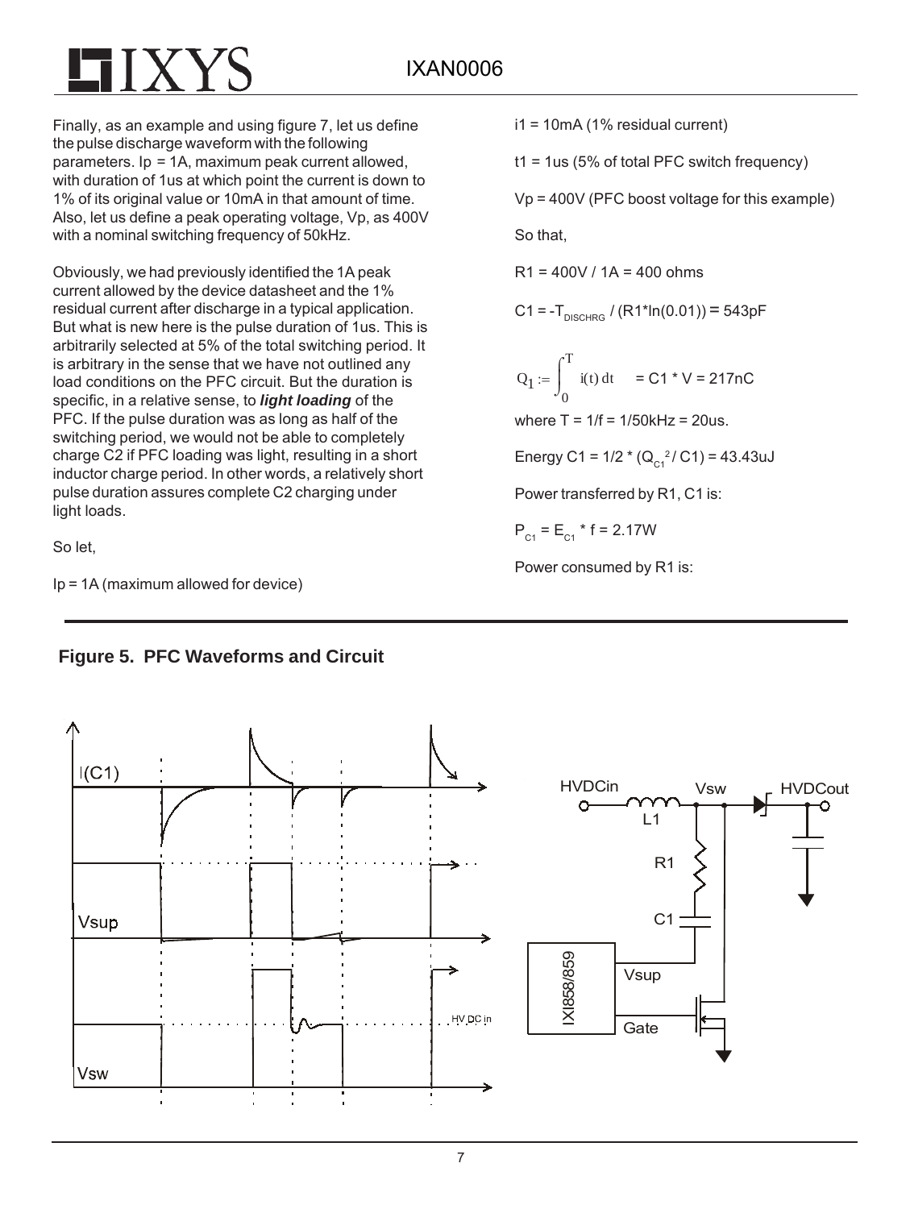Finally, as an example and using figure 7, let us define the pulse discharge waveform with the following parameters. Ip = 1A, maximum peak current allowed, with duration of 1us at which point the current is down to 1% of its original value or 10mA in that amount of time. Also, let us define a peak operating voltage, Vp, as 400V with a nominal switching frequency of 50kHz.

Obviously, we had previously identified the 1A peak current allowed by the device datasheet and the 1% residual current after discharge in a typical application. But what is new here is the pulse duration of 1us. This is arbitrarily selected at 5% of the total switching period. It is arbitrary in the sense that we have not outlined any load conditions on the PFC circuit. But the duration is specific, in a relative sense, to ***light loading*** of the PFC. If the pulse duration was as long as half of the switching period, we would not be able to completely charge C2 if PFC loading was light, resulting in a short inductor charge period. In other words, a relatively short pulse duration assures complete C2 charging under light loads.

So let,

Ip = 1A (maximum allowed for device)

i1 = 10mA (1% residual current)

t1 = 1us (5% of total PFC switch frequency)

Vp = 400V (PFC boost voltage for this example)

So that,

R1 = 400V / 1A = 400 ohms

$C1 = -T_{DISCHRG} / (R1 * \ln(0.01)) = 543\text{pF}$

$Q_1 := \int_0^T i(t)\,dt = C1 * V = 217\text{nC}$

where T = 1/f = 1/50kHz = 20us.

$\text{Energy } C1 = 1/2 * (Q_{C1}^2 / C1) = 43.43\text{uJ}$

Power transferred by R1, C1 is:

$P_{C1} = E_{C1} * f = 2.17\text{W}$

Power consumed by R1 is:

**Figure 5. PFC Waveforms and Circuit**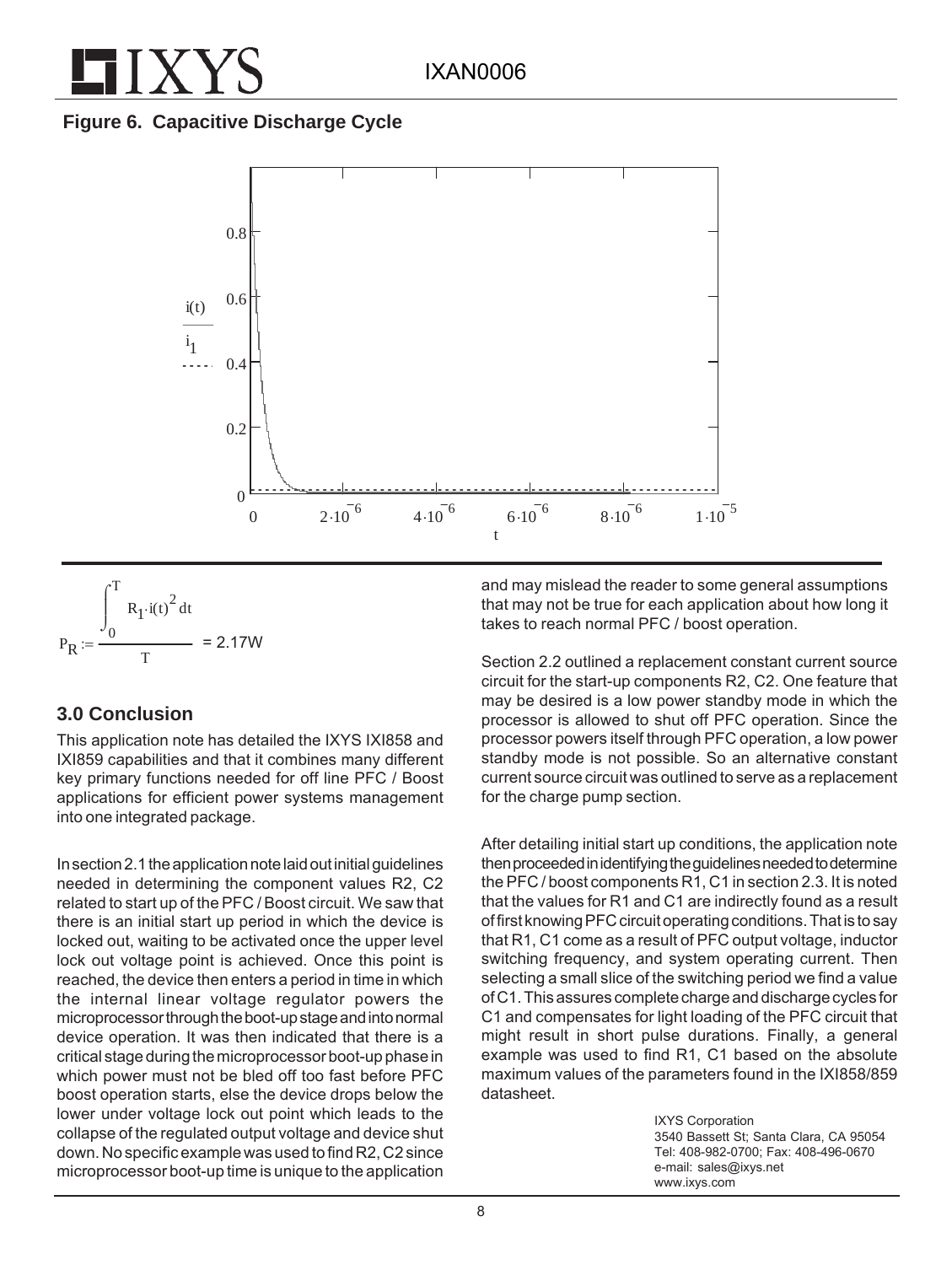**Figure 6. Capacitive Discharge Cycle**

0.8

0.6

0.4

0.2

0

$\frac{i(t)}{i_1}$

0 $2\cdot10^{-6}$ $4\cdot10^{-6}$ $6\cdot10^{-6}$ $8\cdot10^{-6}$ $1\cdot10^{-5}$

t

$$P_R := \frac{\int_0^T R_1 \cdot i(t)^2 \, dt}{T} = 2.17\text{W}$$

## 3.0 Conclusion

This application note has detailed the IXYS IXI858 and IXI859 capabilities and that it combines many different key primary functions needed for off line PFC / Boost applications for efficient power systems management into one integrated package.

In section 2.1 the application note laid out initial guidelines needed in determining the component values R2, C2 related to start up of the PFC / Boost circuit. We saw that there is an initial start up period in which the device is locked out, waiting to be activated once the upper level lock out voltage point is achieved. Once this point is reached, the device then enters a period in time in which the internal linear voltage regulator powers the microprocessor through the boot-up stage and into normal device operation. It was then indicated that there is a critical stage during the microprocessor boot-up phase in which power must not be bled off too fast before PFC boost operation starts, else the device drops below the lower under voltage lock out point which leads to the collapse of the regulated output voltage and device shut down. No specific example was used to find R2, C2 since microprocessor boot-up time is unique to the application and may mislead the reader to some general assumptions that may not be true for each application about how long it takes to reach normal PFC / boost operation.

Section 2.2 outlined a replacement constant current source circuit for the start-up components R2, C2. One feature that may be desired is a low power standby mode in which the processor is allowed to shut off PFC operation. Since the processor powers itself through PFC operation, a low power standby mode is not possible. So an alternative constant current source circuit was outlined to serve as a replacement for the charge pump section.

After detailing initial start up conditions, the application note then proceeded in identifying the guidelines needed to determine the PFC / boost components R1, C1 in section 2.3. It is noted that the values for R1 and C1 are indirectly found as a result of first knowing PFC circuit operating conditions. That is to say that R1, C1 come as a result of PFC output voltage, inductor switching frequency, and system operating current. Then selecting a small slice of the switching period we find a value of C1. This assures complete charge and discharge cycles for C1 and compensates for light loading of the PFC circuit that might result in short pulse durations. Finally, a general example was used to find R1, C1 based on the absolute maximum values of the parameters found in the IXI858/859 datasheet.

IXYS Corporation
3540 Bassett St; Santa Clara, CA 95054
Tel: 408-982-0700; Fax: 408-496-0670
e-mail: sales@ixys.net
www.ixys.com